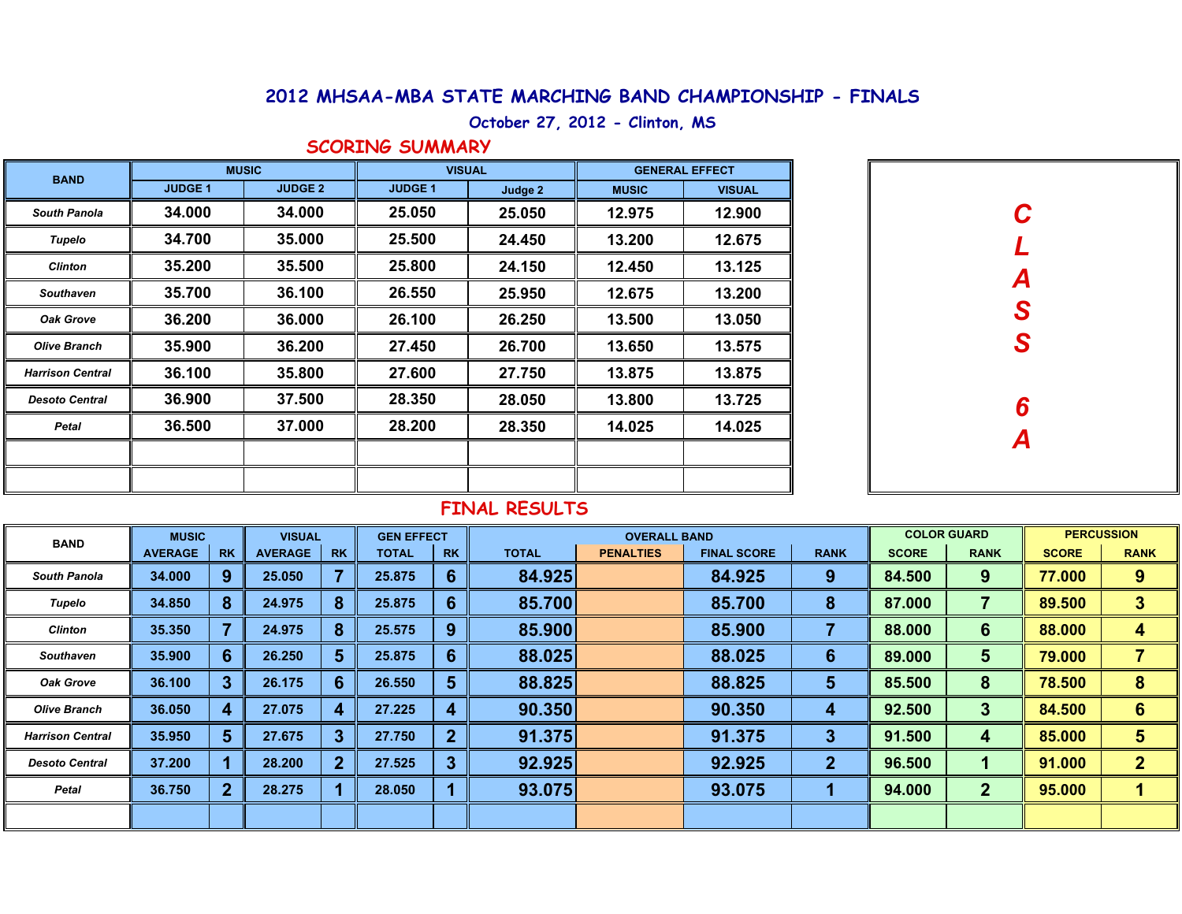# 2012 MHSAA-MBA STATE MARCHING BAND CHAMPIONSHIP - FINALS

**October 27, 2012 - Clinton, MS**

## SCORING SUMMARY

**CLASS 6A**

| BAND | MUSIC | | VISUAL | | GENERAL EFFECT | |
|---|---|---|---|---|---|---|
| | JUDGE 1 | JUDGE 2 | JUDGE 1 | Judge 2 | MUSIC | VISUAL |
| *South Panola* | 34.000 | 34.000 | 25.050 | 25.050 | 12.975 | 12.900 |
| *Tupelo* | 34.700 | 35.000 | 25.500 | 24.450 | 13.200 | 12.675 |
| *Clinton* | 35.200 | 35.500 | 25.800 | 24.150 | 12.450 | 13.125 |
| *Southaven* | 35.700 | 36.100 | 26.550 | 25.950 | 12.675 | 13.200 |
| *Oak Grove* | 36.200 | 36.000 | 26.100 | 26.250 | 13.500 | 13.050 |
| *Olive Branch* | 35.900 | 36.200 | 27.450 | 26.700 | 13.650 | 13.575 |
| *Harrison Central* | 36.100 | 35.800 | 27.600 | 27.750 | 13.875 | 13.875 |
| *Desoto Central* | 36.900 | 37.500 | 28.350 | 28.050 | 13.800 | 13.725 |
| *Petal* | 36.500 | 37.000 | 28.200 | 28.350 | 14.025 | 14.025 |

## FINAL RESULTS

| BAND | MUSIC | | VISUAL | | GEN EFFECT | | OVERALL BAND | | | | COLOR GUARD | | PERCUSSION | |
|---|---|---|---|---|---|---|---|---|---|---|---|---|---|---|
| | AVERAGE | RK | AVERAGE | RK | TOTAL | RK | TOTAL | PENALTIES | FINAL SCORE | RANK | SCORE | RANK | SCORE | RANK |
| *South Panola* | 34.000 | 9 | 25.050 | 7 | 25.875 | 6 | 84.925 | | 84.925 | 9 | 84.500 | 9 | 77.000 | 9 |
| *Tupelo* | 34.850 | 8 | 24.975 | 8 | 25.875 | 6 | 85.700 | | 85.700 | 8 | 87.000 | 7 | 89.500 | 3 |
| *Clinton* | 35.350 | 7 | 24.975 | 8 | 25.575 | 9 | 85.900 | | 85.900 | 7 | 88.000 | 6 | 88.000 | 4 |
| *Southaven* | 35.900 | 6 | 26.250 | 5 | 25.875 | 6 | 88.025 | | 88.025 | 6 | 89.000 | 5 | 79.000 | 7 |
| *Oak Grove* | 36.100 | 3 | 26.175 | 6 | 26.550 | 5 | 88.825 | | 88.825 | 5 | 85.500 | 8 | 78.500 | 8 |
| *Olive Branch* | 36.050 | 4 | 27.075 | 4 | 27.225 | 4 | 90.350 | | 90.350 | 4 | 92.500 | 3 | 84.500 | 6 |
| *Harrison Central* | 35.950 | 5 | 27.675 | 3 | 27.750 | 2 | 91.375 | | 91.375 | 3 | 91.500 | 4 | 85.000 | 5 |
| *Desoto Central* | 37.200 | 1 | 28.200 | 2 | 27.525 | 3 | 92.925 | | 92.925 | 2 | 96.500 | 1 | 91.000 | 2 |
| *Petal* | 36.750 | 2 | 28.275 | 1 | 28.050 | 1 | 93.075 | | 93.075 | 1 | 94.000 | 2 | 95.000 | 1 |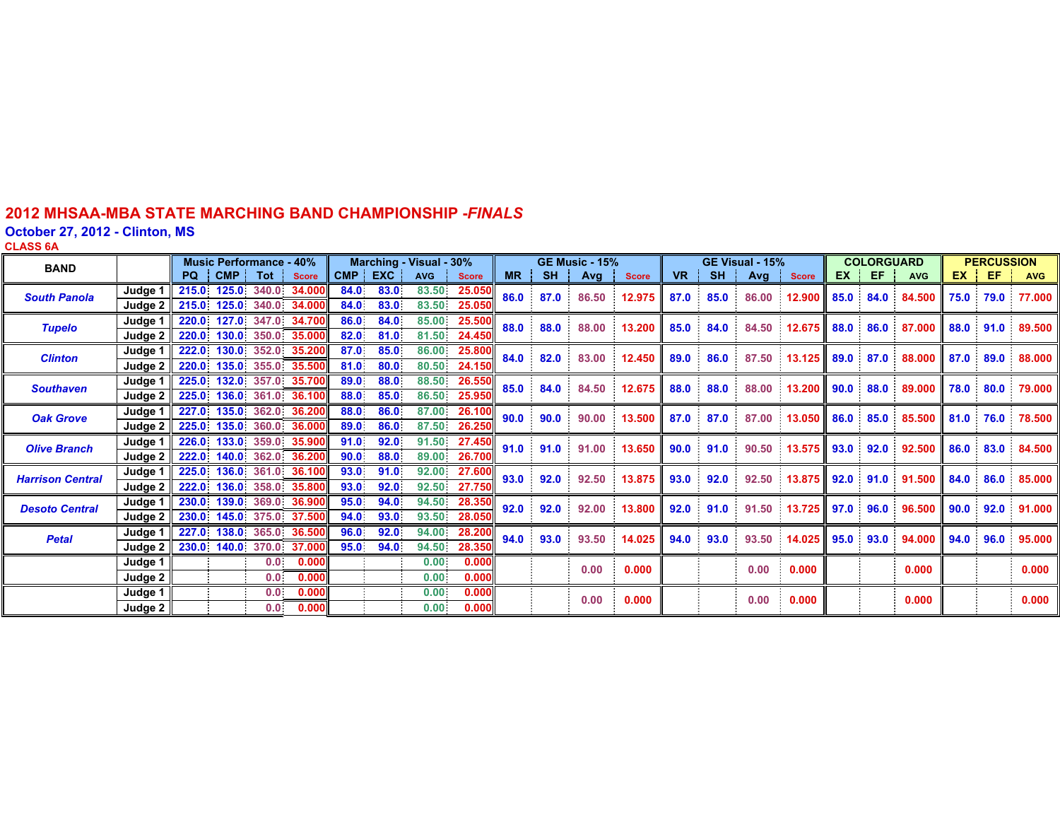# 2012 MHSAA-MBA STATE MARCHING BAND CHAMPIONSHIP -*FINALS*

## October 27, 2012 - Clinton, MS

### CLASS 6A

| BAND | | Music Performance - 40% | | | | Marching - Visual - 30% | | | | GE Music - 15% | | | | GE Visual - 15% | | | | COLORGUARD | | | PERCUSSION | | |
|---|---|---|---|---|---|---|---|---|---|---|---|---|---|---|---|---|---|---|---|---|---|---|---|
| | | PQ | CMP | Tot | Score | CMP | EXC | AVG | Score | MR | SH | Avg | Score | VR | SH | Avg | Score | EX | EF | AVG | EX | EF | AVG |
| *South Panola* | Judge 1 | 215.0 | 125.0 | 340.0 | 34.000 | 84.0 | 83.0 | 83.50 | 25.050 | 86.0 | 87.0 | 86.50 | 12.975 | 87.0 | 85.0 | 86.00 | 12.900 | 85.0 | 84.0 | 84.500 | 75.0 | 79.0 | 77.000 |
| | Judge 2 | 215.0 | 125.0 | 340.0 | 34.000 | 84.0 | 83.0 | 83.50 | 25.050 | | | | | | | | | | | | | | |
| *Tupelo* | Judge 1 | 220.0 | 127.0 | 347.0 | 34.700 | 86.0 | 84.0 | 85.00 | 25.500 | 88.0 | 88.0 | 88.00 | 13.200 | 85.0 | 84.0 | 84.50 | 12.675 | 88.0 | 86.0 | 87.000 | 88.0 | 91.0 | 89.500 |
| | Judge 2 | 220.0 | 130.0 | 350.0 | 35.000 | 82.0 | 81.0 | 81.50 | 24.450 | | | | | | | | | | | | | | |
| *Clinton* | Judge 1 | 222.0 | 130.0 | 352.0 | 35.200 | 87.0 | 85.0 | 86.00 | 25.800 | 84.0 | 82.0 | 83.00 | 12.450 | 89.0 | 86.0 | 87.50 | 13.125 | 89.0 | 87.0 | 88.000 | 87.0 | 89.0 | 88.000 |
| | Judge 2 | 220.0 | 135.0 | 355.0 | 35.500 | 81.0 | 80.0 | 80.50 | 24.150 | | | | | | | | | | | | | | |
| *Southaven* | Judge 1 | 225.0 | 132.0 | 357.0 | 35.700 | 89.0 | 88.0 | 88.50 | 26.550 | 85.0 | 84.0 | 84.50 | 12.675 | 88.0 | 88.0 | 88.00 | 13.200 | 90.0 | 88.0 | 89.000 | 78.0 | 80.0 | 79.000 |
| | Judge 2 | 225.0 | 136.0 | 361.0 | 36.100 | 88.0 | 85.0 | 86.50 | 25.950 | | | | | | | | | | | | | | |
| *Oak Grove* | Judge 1 | 227.0 | 135.0 | 362.0 | 36.200 | 88.0 | 86.0 | 87.00 | 26.100 | 90.0 | 90.0 | 90.00 | 13.500 | 87.0 | 87.0 | 87.00 | 13.050 | 86.0 | 85.0 | 85.500 | 81.0 | 76.0 | 78.500 |
| | Judge 2 | 225.0 | 135.0 | 360.0 | 36.000 | 89.0 | 86.0 | 87.50 | 26.250 | | | | | | | | | | | | | | |
| *Olive Branch* | Judge 1 | 226.0 | 133.0 | 359.0 | 35.900 | 91.0 | 92.0 | 91.50 | 27.450 | 91.0 | 91.0 | 91.00 | 13.650 | 90.0 | 91.0 | 90.50 | 13.575 | 93.0 | 92.0 | 92.500 | 86.0 | 83.0 | 84.500 |
| | Judge 2 | 222.0 | 140.0 | 362.0 | 36.200 | 90.0 | 88.0 | 89.00 | 26.700 | | | | | | | | | | | | | | |
| *Harrison Central* | Judge 1 | 225.0 | 136.0 | 361.0 | 36.100 | 93.0 | 91.0 | 92.00 | 27.600 | 93.0 | 92.0 | 92.50 | 13.875 | 93.0 | 92.0 | 92.50 | 13.875 | 92.0 | 91.0 | 91.500 | 84.0 | 86.0 | 85.000 |
| | Judge 2 | 222.0 | 136.0 | 358.0 | 35.800 | 93.0 | 92.0 | 92.50 | 27.750 | | | | | | | | | | | | | | |
| *Desoto Central* | Judge 1 | 230.0 | 139.0 | 369.0 | 36.900 | 95.0 | 94.0 | 94.50 | 28.350 | 92.0 | 92.0 | 92.00 | 13.800 | 92.0 | 91.0 | 91.50 | 13.725 | 97.0 | 96.0 | 96.500 | 90.0 | 92.0 | 91.000 |
| | Judge 2 | 230.0 | 145.0 | 375.0 | 37.500 | 94.0 | 93.0 | 93.50 | 28.050 | | | | | | | | | | | | | | |
| *Petal* | Judge 1 | 227.0 | 138.0 | 365.0 | 36.500 | 96.0 | 92.0 | 94.00 | 28.200 | 94.0 | 93.0 | 93.50 | 14.025 | 94.0 | 93.0 | 93.50 | 14.025 | 95.0 | 93.0 | 94.000 | 94.0 | 96.0 | 95.000 |
| | Judge 2 | 230.0 | 140.0 | 370.0 | 37.000 | 95.0 | 94.0 | 94.50 | 28.350 | | | | | | | | | | | | | | |
| | Judge 1 | | | 0.0 | 0.000 | | | 0.00 | 0.000 | | | 0.00 | 0.000 | | | 0.00 | 0.000 | | | 0.000 | | | 0.000 |
| | Judge 2 | | | 0.0 | 0.000 | | | 0.00 | 0.000 | | | | | | | | | | | | | | |
| | Judge 1 | | | 0.0 | 0.000 | | | 0.00 | 0.000 | | | 0.00 | 0.000 | | | 0.00 | 0.000 | | | 0.000 | | | 0.000 |
| | Judge 2 | | | 0.0 | 0.000 | | | 0.00 | 0.000 | | | | | | | | | | | | | | |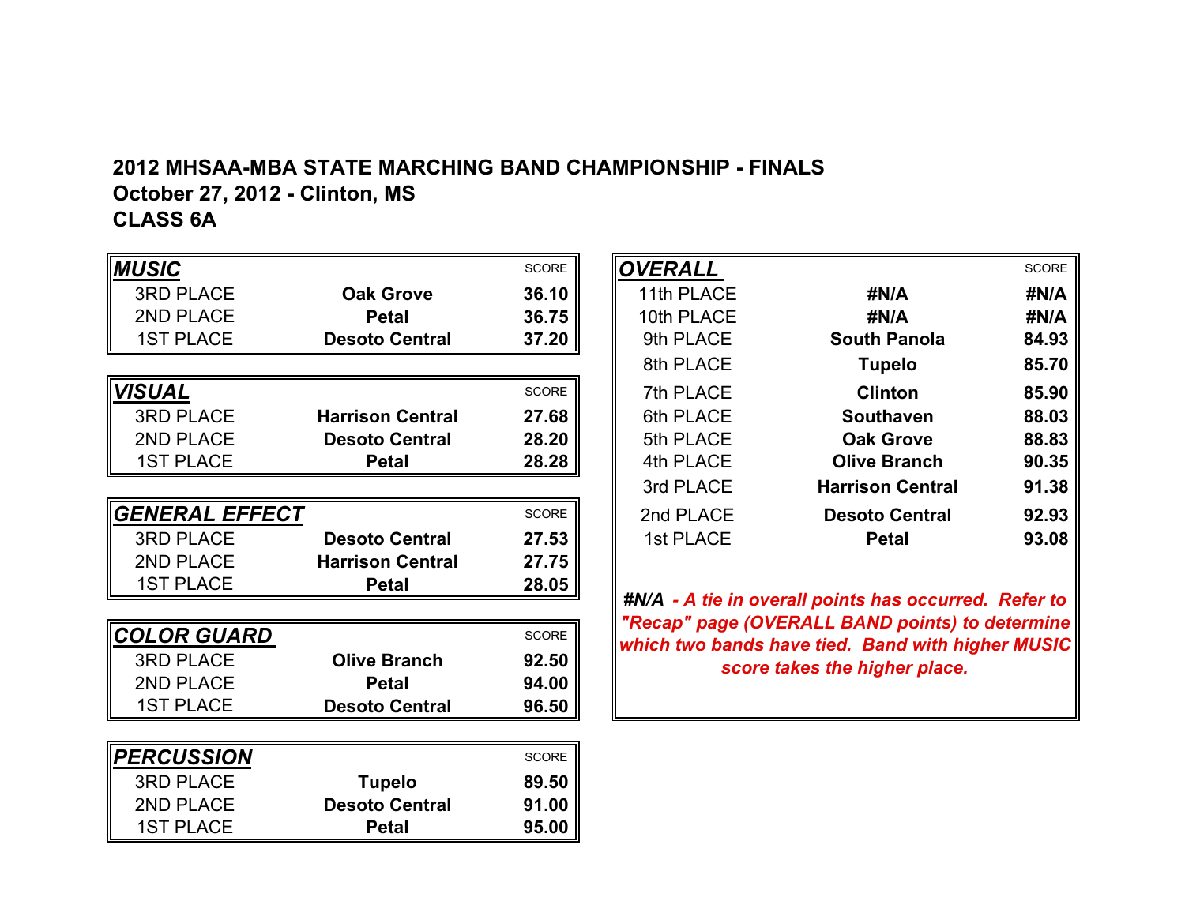**2012 MHSAA-MBA STATE MARCHING BAND CHAMPIONSHIP - FINALS**
**October 27, 2012 - Clinton, MS**
**CLASS 6A**

| ***MUSIC*** | | SCORE |
|---|---|---|
| 3RD PLACE | **Oak Grove** | **36.10** |
| 2ND PLACE | **Petal** | **36.75** |
| 1ST PLACE | **Desoto Central** | **37.20** |

| ***VISUAL*** | | SCORE |
|---|---|---|
| 3RD PLACE | **Harrison Central** | **27.68** |
| 2ND PLACE | **Desoto Central** | **28.20** |
| 1ST PLACE | **Petal** | **28.28** |

| ***GENERAL EFFECT*** | | SCORE |
|---|---|---|
| 3RD PLACE | **Desoto Central** | **27.53** |
| 2ND PLACE | **Harrison Central** | **27.75** |
| 1ST PLACE | **Petal** | **28.05** |

| ***COLOR GUARD*** | | SCORE |
|---|---|---|
| 3RD PLACE | **Olive Branch** | **92.50** |
| 2ND PLACE | **Petal** | **94.00** |
| 1ST PLACE | **Desoto Central** | **96.50** |

| ***PERCUSSION*** | | SCORE |
|---|---|---|
| 3RD PLACE | **Tupelo** | **89.50** |
| 2ND PLACE | **Desoto Central** | **91.00** |
| 1ST PLACE | **Petal** | **95.00** |

| ***OVERALL*** | | SCORE |
|---|---|---|
| 11th PLACE | **#N/A** | **#N/A** |
| 10th PLACE | **#N/A** | **#N/A** |
| 9th PLACE | **South Panola** | **84.93** |
| 8th PLACE | **Tupelo** | **85.70** |
| 7th PLACE | **Clinton** | **85.90** |
| 6th PLACE | **Southaven** | **88.03** |
| 5th PLACE | **Oak Grove** | **88.83** |
| 4th PLACE | **Olive Branch** | **90.35** |
| 3rd PLACE | **Harrison Central** | **91.38** |
| 2nd PLACE | **Desoto Central** | **92.93** |
| 1st PLACE | **Petal** | **93.08** |

***#N/A** - A tie in overall points has occurred. Refer to "Recap" page (OVERALL BAND points) to determine which two bands have tied. Band with higher MUSIC score takes the higher place.*